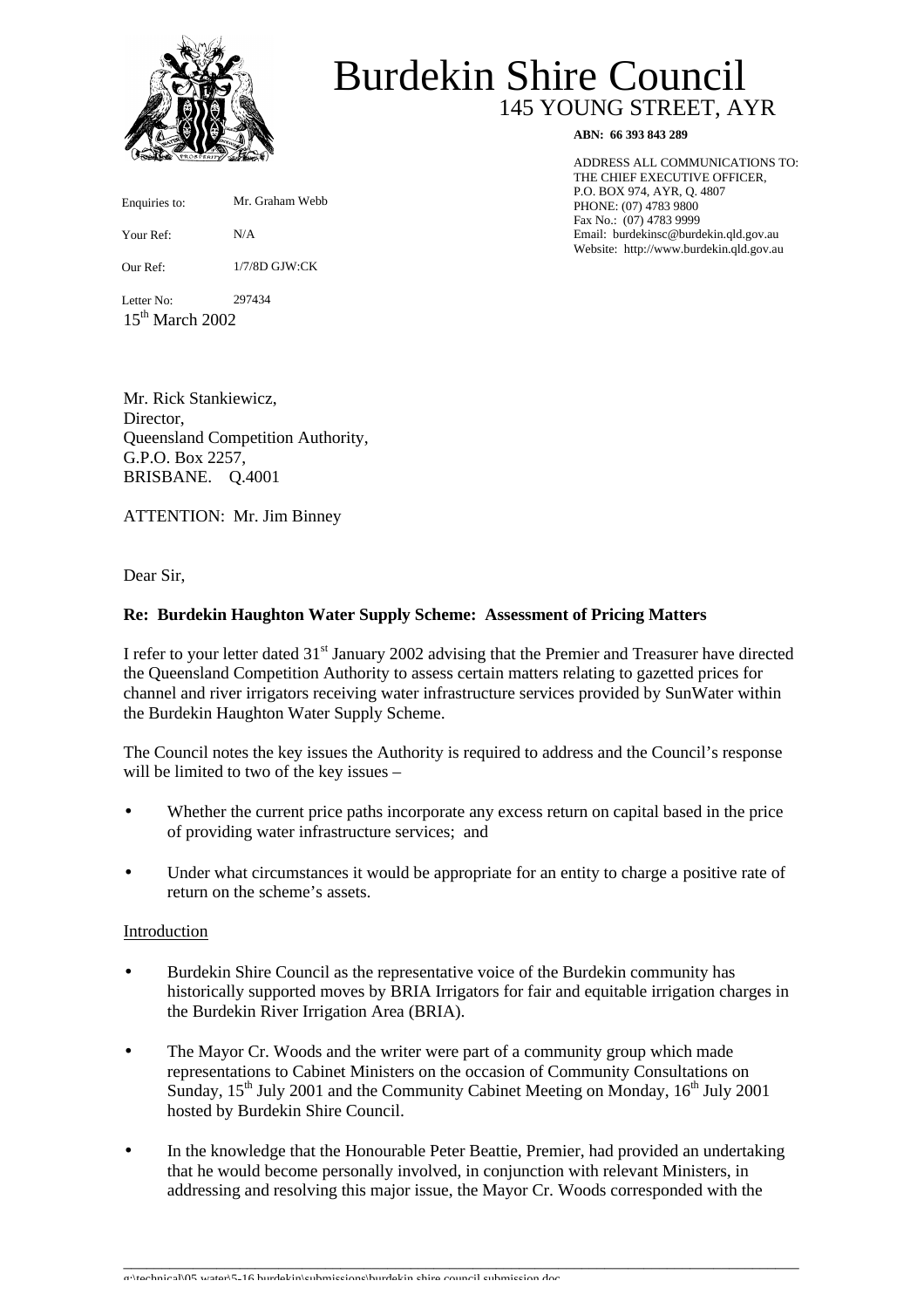# Burdekin Shire Council

145 YOUNG STREET, AYR

**ABN: 66 393 843 289**

ADDRESS ALL COMMUNICATIONS TO:
THE CHIEF EXECUTIVE OFFICER,
P.O. BOX 974, AYR, Q. 4807
PHONE: (07) 4783 9800
Fax No.: (07) 4783 9999
Email: burdekinsc@burdekin.qld.gov.au
Website: http://www.burdekin.qld.gov.au

Enquiries to: Mr. Graham Webb

Your Ref: N/A

Our Ref: 1/7/8D GJW:CK

Letter No: 297434

15th March 2002

Mr. Rick Stankiewicz,
Director,
Queensland Competition Authority,
G.P.O. Box 2257,
BRISBANE. Q.4001

ATTENTION: Mr. Jim Binney

Dear Sir,

**Re: Burdekin Haughton Water Supply Scheme: Assessment of Pricing Matters**

I refer to your letter dated 31st January 2002 advising that the Premier and Treasurer have directed the Queensland Competition Authority to assess certain matters relating to gazetted prices for channel and river irrigators receiving water infrastructure services provided by SunWater within the Burdekin Haughton Water Supply Scheme.

The Council notes the key issues the Authority is required to address and the Council's response will be limited to two of the key issues –

- Whether the current price paths incorporate any excess return on capital based in the price of providing water infrastructure services; and
- Under what circumstances it would be appropriate for an entity to charge a positive rate of return on the scheme's assets.

Introduction

- Burdekin Shire Council as the representative voice of the Burdekin community has historically supported moves by BRIA Irrigators for fair and equitable irrigation charges in the Burdekin River Irrigation Area (BRIA).
- The Mayor Cr. Woods and the writer were part of a community group which made representations to Cabinet Ministers on the occasion of Community Consultations on Sunday, 15th July 2001 and the Community Cabinet Meeting on Monday, 16th July 2001 hosted by Burdekin Shire Council.
- In the knowledge that the Honourable Peter Beattie, Premier, had provided an undertaking that he would become personally involved, in conjunction with relevant Ministers, in addressing and resolving this major issue, the Mayor Cr. Woods corresponded with the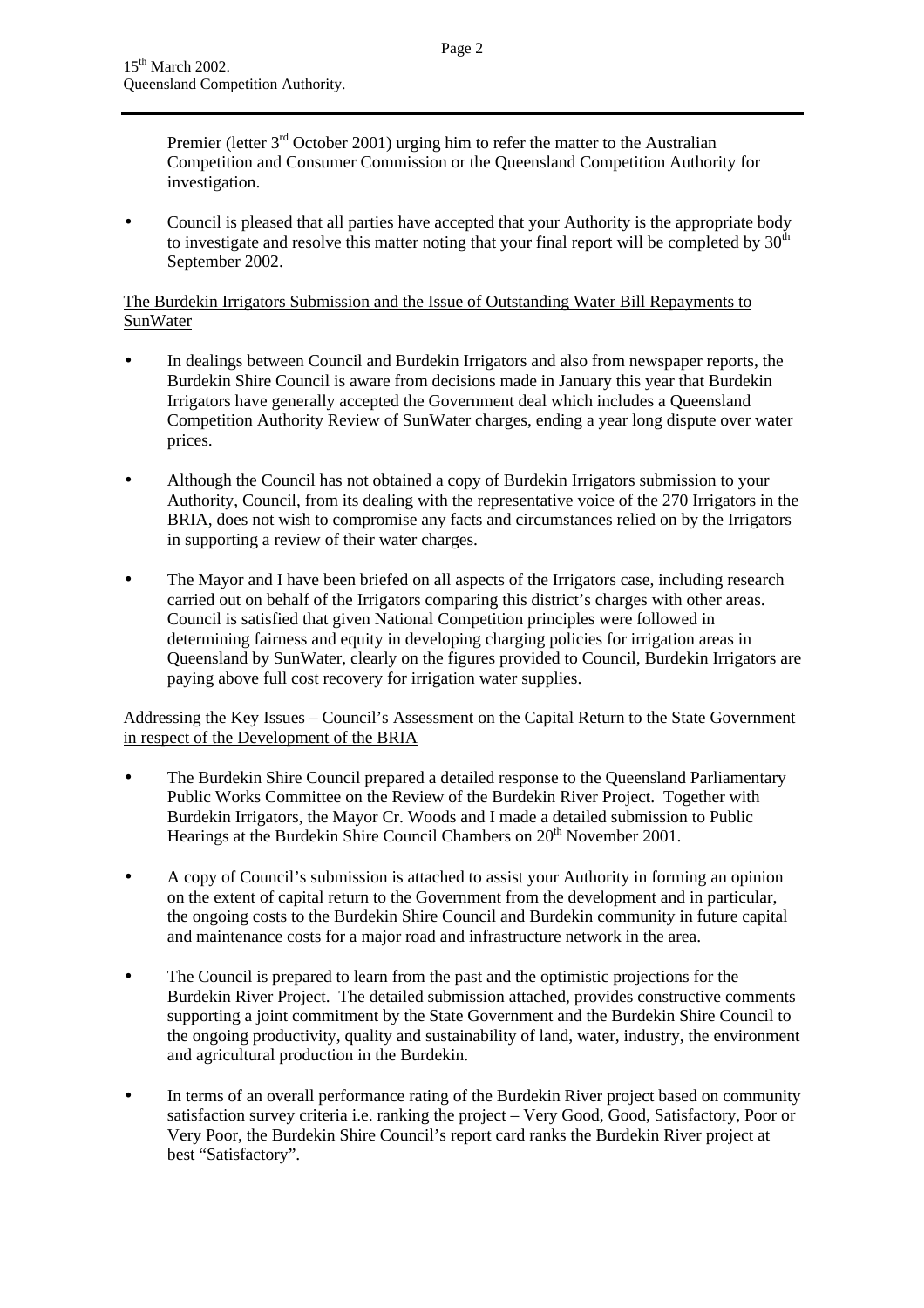15th March 2002.
Queensland Competition Authority.

Premier (letter 3rd October 2001) urging him to refer the matter to the Australian Competition and Consumer Commission or the Queensland Competition Authority for investigation.

- Council is pleased that all parties have accepted that your Authority is the appropriate body to investigate and resolve this matter noting that your final report will be completed by 30th September 2002.

<u>The Burdekin Irrigators Submission and the Issue of Outstanding Water Bill Repayments to SunWater</u>

- In dealings between Council and Burdekin Irrigators and also from newspaper reports, the Burdekin Shire Council is aware from decisions made in January this year that Burdekin Irrigators have generally accepted the Government deal which includes a Queensland Competition Authority Review of SunWater charges, ending a year long dispute over water prices.

- Although the Council has not obtained a copy of Burdekin Irrigators submission to your Authority, Council, from its dealing with the representative voice of the 270 Irrigators in the BRIA, does not wish to compromise any facts and circumstances relied on by the Irrigators in supporting a review of their water charges.

- The Mayor and I have been briefed on all aspects of the Irrigators case, including research carried out on behalf of the Irrigators comparing this district's charges with other areas. Council is satisfied that given National Competition principles were followed in determining fairness and equity in developing charging policies for irrigation areas in Queensland by SunWater, clearly on the figures provided to Council, Burdekin Irrigators are paying above full cost recovery for irrigation water supplies.

<u>Addressing the Key Issues – Council's Assessment on the Capital Return to the State Government in respect of the Development of the BRIA</u>

- The Burdekin Shire Council prepared a detailed response to the Queensland Parliamentary Public Works Committee on the Review of the Burdekin River Project. Together with Burdekin Irrigators, the Mayor Cr. Woods and I made a detailed submission to Public Hearings at the Burdekin Shire Council Chambers on 20th November 2001.

- A copy of Council's submission is attached to assist your Authority in forming an opinion on the extent of capital return to the Government from the development and in particular, the ongoing costs to the Burdekin Shire Council and Burdekin community in future capital and maintenance costs for a major road and infrastructure network in the area.

- The Council is prepared to learn from the past and the optimistic projections for the Burdekin River Project. The detailed submission attached, provides constructive comments supporting a joint commitment by the State Government and the Burdekin Shire Council to the ongoing productivity, quality and sustainability of land, water, industry, the environment and agricultural production in the Burdekin.

- In terms of an overall performance rating of the Burdekin River project based on community satisfaction survey criteria i.e. ranking the project – Very Good, Good, Satisfactory, Poor or Very Poor, the Burdekin Shire Council's report card ranks the Burdekin River project at best "Satisfactory".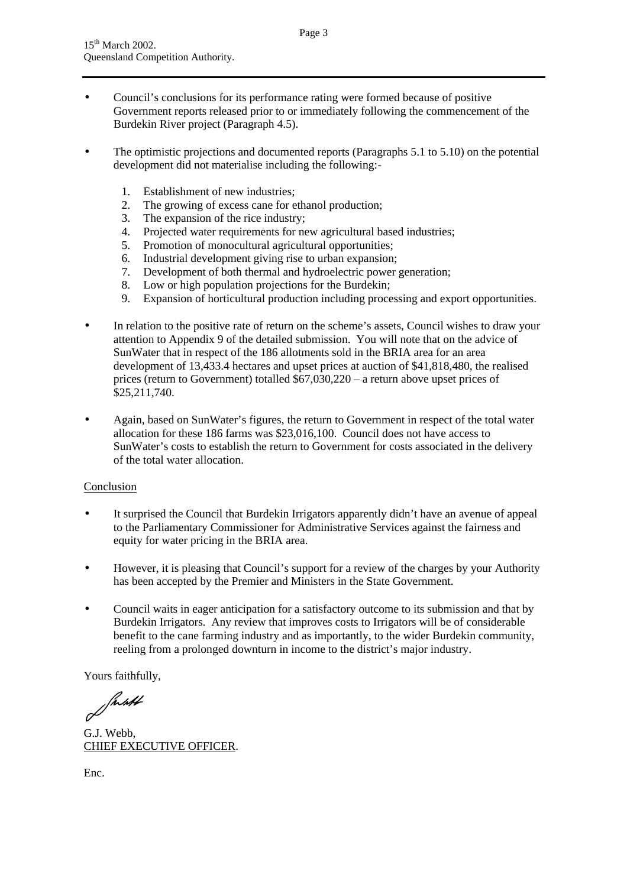- Council's conclusions for its performance rating were formed because of positive Government reports released prior to or immediately following the commencement of the Burdekin River project (Paragraph 4.5).

- The optimistic projections and documented reports (Paragraphs 5.1 to 5.10) on the potential development did not materialise including the following:-

  1. Establishment of new industries;
  2. The growing of excess cane for ethanol production;
  3. The expansion of the rice industry;
  4. Projected water requirements for new agricultural based industries;
  5. Promotion of monocultural agricultural opportunities;
  6. Industrial development giving rise to urban expansion;
  7. Development of both thermal and hydroelectric power generation;
  8. Low or high population projections for the Burdekin;
  9. Expansion of horticultural production including processing and export opportunities.

- In relation to the positive rate of return on the scheme's assets, Council wishes to draw your attention to Appendix 9 of the detailed submission. You will note that on the advice of SunWater that in respect of the 186 allotments sold in the BRIA area for an area development of 13,433.4 hectares and upset prices at auction of $41,818,480, the realised prices (return to Government) totalled $67,030,220 – a return above upset prices of $25,211,740.

- Again, based on SunWater's figures, the return to Government in respect of the total water allocation for these 186 farms was $23,016,100. Council does not have access to SunWater's costs to establish the return to Government for costs associated in the delivery of the total water allocation.

Conclusion

- It surprised the Council that Burdekin Irrigators apparently didn't have an avenue of appeal to the Parliamentary Commissioner for Administrative Services against the fairness and equity for water pricing in the BRIA area.

- However, it is pleasing that Council's support for a review of the charges by your Authority has been accepted by the Premier and Ministers in the State Government.

- Council waits in eager anticipation for a satisfactory outcome to its submission and that by Burdekin Irrigators. Any review that improves costs to Irrigators will be of considerable benefit to the cane farming industry and as importantly, to the wider Burdekin community, reeling from a prolonged downturn in income to the district's major industry.

Yours faithfully,

G.J. Webb,
CHIEF EXECUTIVE OFFICER.

Enc.